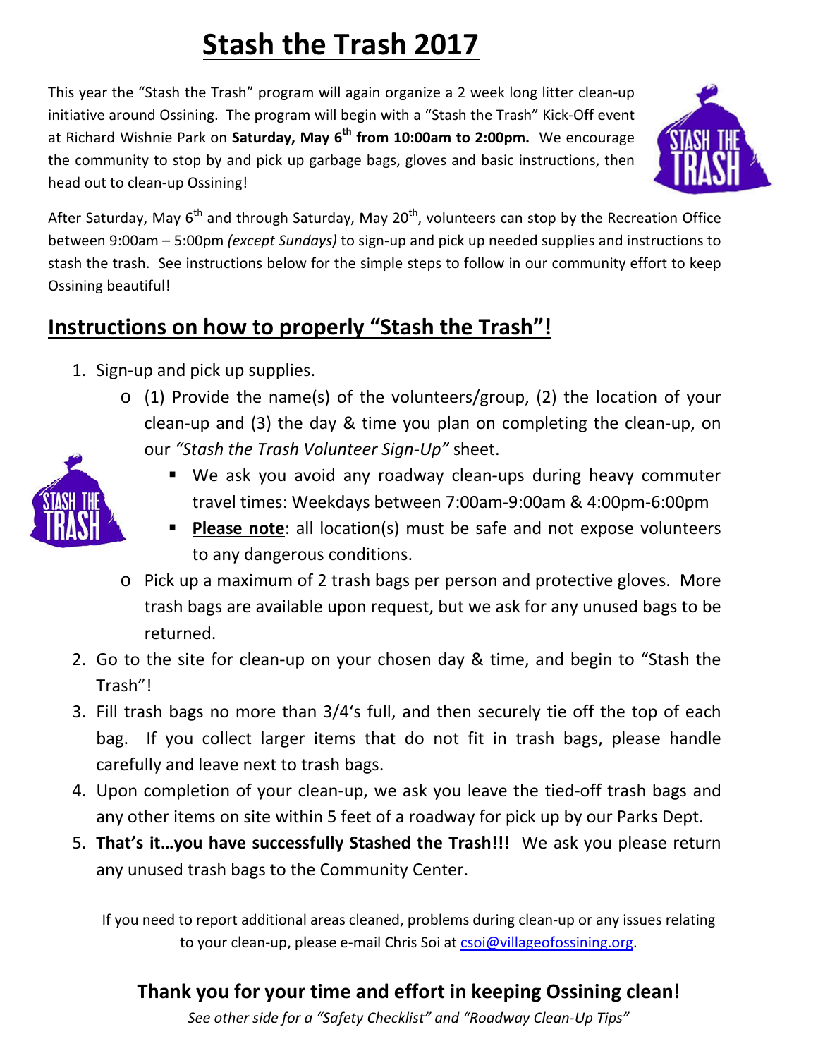# Stash the Trash 2017

This year the "Stash the Trash" program will again organize a 2 week long litter clean-up initiative around Ossining. The program will begin with a "Stash the Trash" Kick-Off event at Richard Wishnie Park on **Saturday, May 6th from 10:00am to 2:00pm.** We encourage the community to stop by and pick up garbage bags, gloves and basic instructions, then head out to clean-up Ossining!

After Saturday, May 6th and through Saturday, May 20th, volunteers can stop by the Recreation Office between 9:00am – 5:00pm *(except Sundays)* to sign-up and pick up needed supplies and instructions to stash the trash. See instructions below for the simple steps to follow in our community effort to keep Ossining beautiful!

## Instructions on how to properly "Stash the Trash"!

1. Sign-up and pick up supplies.
   - (1) Provide the name(s) of the volunteers/group, (2) the location of your clean-up and (3) the day & time you plan on completing the clean-up, on our *"Stash the Trash Volunteer Sign-Up"* sheet.
     - We ask you avoid any roadway clean-ups during heavy commuter travel times: Weekdays between 7:00am-9:00am & 4:00pm-6:00pm
     - **Please note**: all location(s) must be safe and not expose volunteers to any dangerous conditions.
   - Pick up a maximum of 2 trash bags per person and protective gloves. More trash bags are available upon request, but we ask for any unused bags to be returned.
2. Go to the site for clean-up on your chosen day & time, and begin to "Stash the Trash"!
3. Fill trash bags no more than 3/4's full, and then securely tie off the top of each bag. If you collect larger items that do not fit in trash bags, please handle carefully and leave next to trash bags.
4. Upon completion of your clean-up, we ask you leave the tied-off trash bags and any other items on site within 5 feet of a roadway for pick up by our Parks Dept.
5. **That's it…you have successfully Stashed the Trash!!!** We ask you please return any unused trash bags to the Community Center.

If you need to report additional areas cleaned, problems during clean-up or any issues relating to your clean-up, please e-mail Chris Soi at csoi@villageofossining.org.

### Thank you for your time and effort in keeping Ossining clean!

*See other side for a "Safety Checklist" and "Roadway Clean-Up Tips"*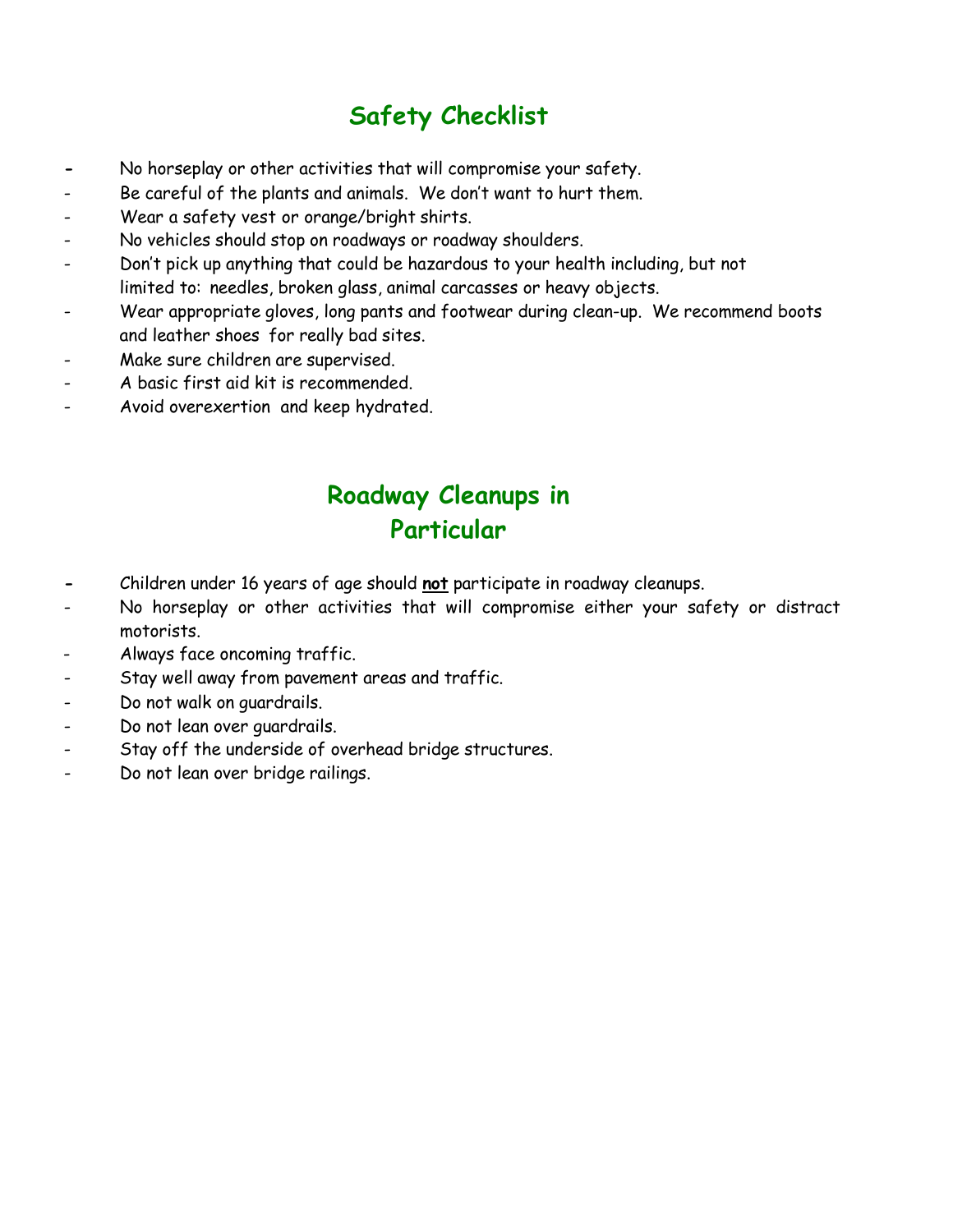## Safety Checklist

- No horseplay or other activities that will compromise your safety.
- Be careful of the plants and animals. We don't want to hurt them.
- Wear a safety vest or orange/bright shirts.
- No vehicles should stop on roadways or roadway shoulders.
- Don't pick up anything that could be hazardous to your health including, but not limited to: needles, broken glass, animal carcasses or heavy objects.
- Wear appropriate gloves, long pants and footwear during clean-up. We recommend boots and leather shoes for really bad sites.
- Make sure children are supervised.
- A basic first aid kit is recommended.
- Avoid overexertion and keep hydrated.

## Roadway Cleanups in Particular

- Children under 16 years of age should **<u>not</u>** participate in roadway cleanups.
- No horseplay or other activities that will compromise either your safety or distract motorists.
- Always face oncoming traffic.
- Stay well away from pavement areas and traffic.
- Do not walk on guardrails.
- Do not lean over guardrails.
- Stay off the underside of overhead bridge structures.
- Do not lean over bridge railings.